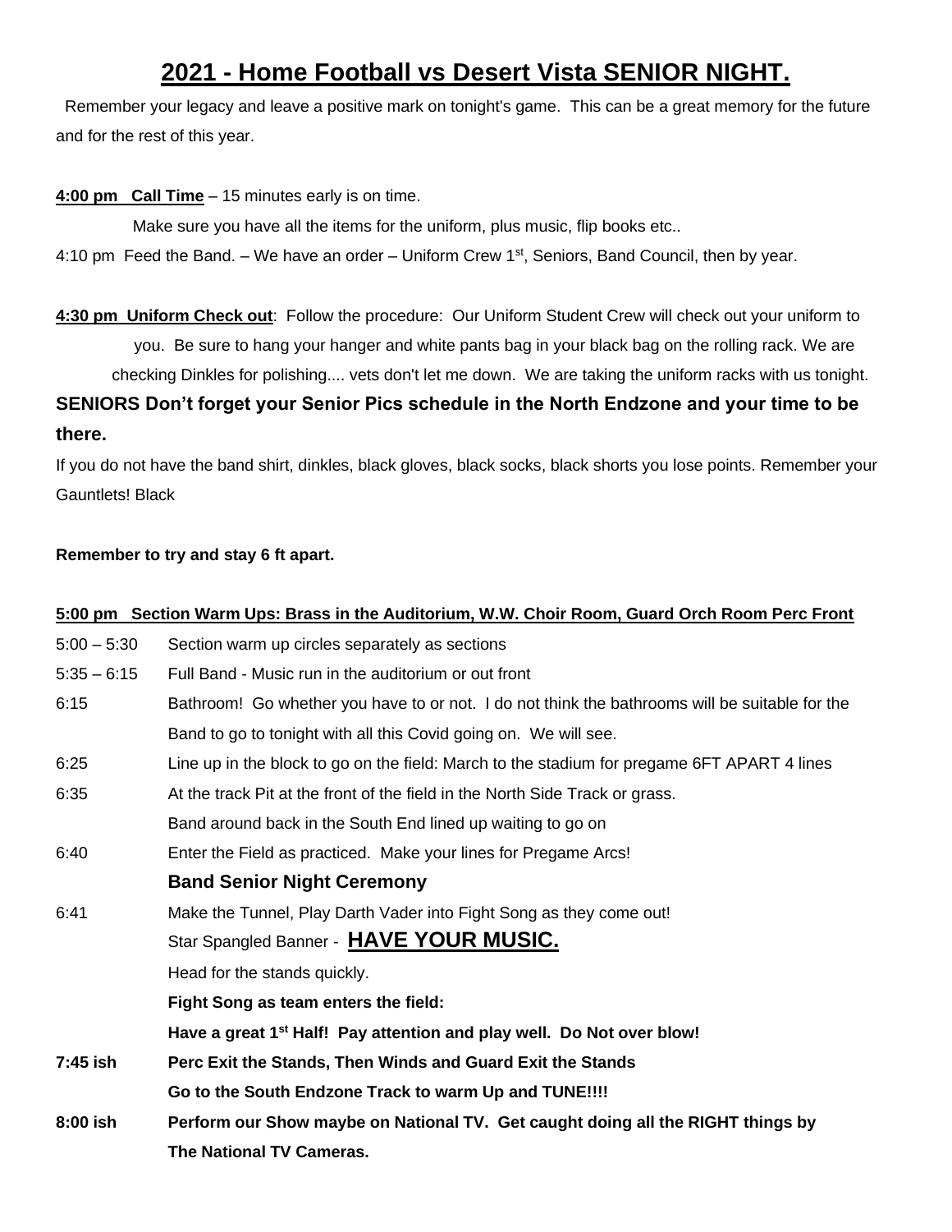# 2021 - Home Football vs Desert Vista SENIOR NIGHT.

Remember your legacy and leave a positive mark on tonight's game. This can be a great memory for the future and for the rest of this year.

**<u>4:00 pm Call Time</u>** – 15 minutes early is on time.

Make sure you have all the items for the uniform, plus music, flip books etc..

4:10 pm Feed the Band. – We have an order – Uniform Crew 1st, Seniors, Band Council, then by year.

**<u>4:30 pm Uniform Check out</u>**: Follow the procedure: Our Uniform Student Crew will check out your uniform to you. Be sure to hang your hanger and white pants bag in your black bag on the rolling rack. We are checking Dinkles for polishing.... vets don't let me down. We are taking the uniform racks with us tonight.

**SENIORS Don't forget your Senior Pics schedule in the North Endzone and your time to be there.**

If you do not have the band shirt, dinkles, black gloves, black socks, black shorts you lose points. Remember your Gauntlets! Black

**Remember to try and stay 6 ft apart.**

**<u>5:00 pm Section Warm Ups: Brass in the Auditorium, W.W. Choir Room, Guard Orch Room Perc Front</u>**

| | |
|---|---|
| 5:00 – 5:30 | Section warm up circles separately as sections |
| 5:35 – 6:15 | Full Band - Music run in the auditorium or out front |
| 6:15 | Bathroom! Go whether you have to or not. I do not think the bathrooms will be suitable for the Band to go to tonight with all this Covid going on. We will see. |
| 6:25 | Line up in the block to go on the field: March to the stadium for pregame 6FT APART 4 lines |
| 6:35 | At the track Pit at the front of the field in the North Side Track or grass. Band around back in the South End lined up waiting to go on |
| 6:40 | Enter the Field as practiced. Make your lines for Pregame Arcs! |
| | **Band Senior Night Ceremony** |
| 6:41 | Make the Tunnel, Play Darth Vader into Fight Song as they come out! |
| | Star Spangled Banner - **<u>HAVE YOUR MUSIC.</u>** |
| | Head for the stands quickly. |
| | **Fight Song as team enters the field:** |
| | **Have a great 1st Half! Pay attention and play well. Do Not over blow!** |
| **7:45 ish** | **Perc Exit the Stands, Then Winds and Guard Exit the Stands** |
| | **Go to the South Endzone Track to warm Up and TUNE!!!!** |
| **8:00 ish** | **Perform our Show maybe on National TV. Get caught doing all the RIGHT things by The National TV Cameras.** |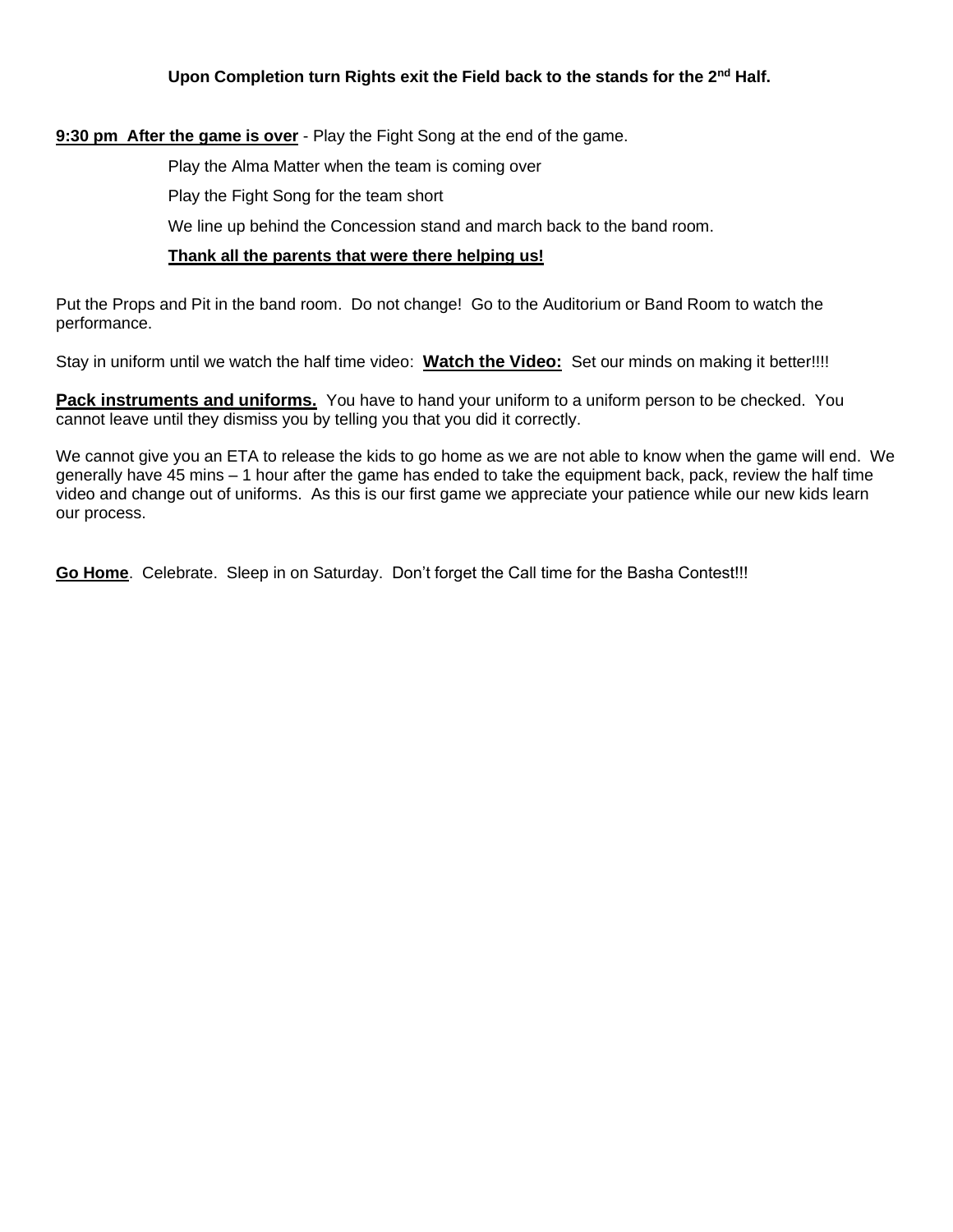**Upon Completion turn Rights exit the Field back to the stands for the 2nd Half.**

**9:30 pm After the game is over** - Play the Fight Song at the end of the game.

Play the Alma Matter when the team is coming over

Play the Fight Song for the team short

We line up behind the Concession stand and march back to the band room.

**Thank all the parents that were there helping us!**

Put the Props and Pit in the band room. Do not change! Go to the Auditorium or Band Room to watch the performance.

Stay in uniform until we watch the half time video: **Watch the Video:** Set our minds on making it better!!!!

**Pack instruments and uniforms.** You have to hand your uniform to a uniform person to be checked. You cannot leave until they dismiss you by telling you that you did it correctly.

We cannot give you an ETA to release the kids to go home as we are not able to know when the game will end. We generally have 45 mins – 1 hour after the game has ended to take the equipment back, pack, review the half time video and change out of uniforms. As this is our first game we appreciate your patience while our new kids learn our process.

**Go Home**. Celebrate. Sleep in on Saturday. Don't forget the Call time for the Basha Contest!!!